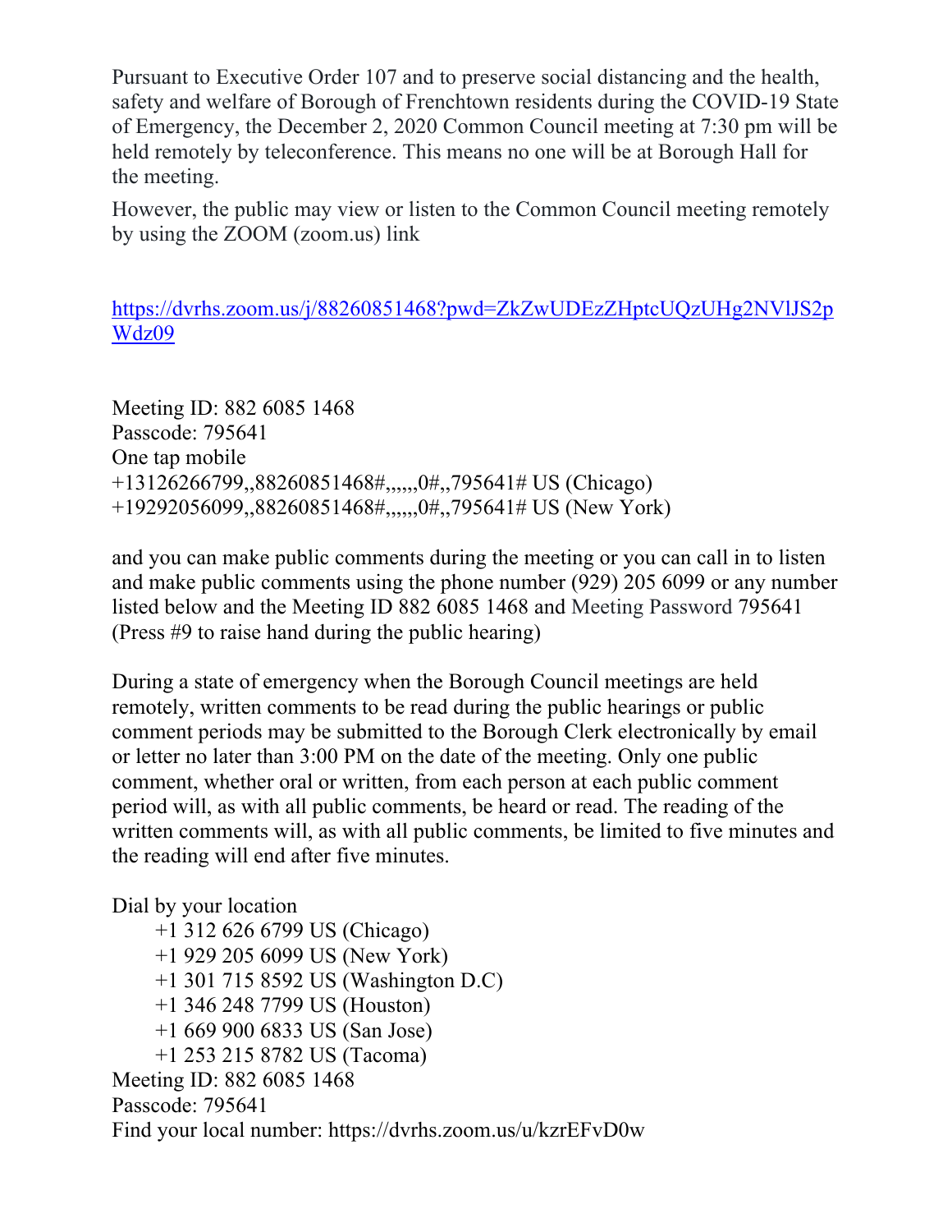Pursuant to Executive Order 107 and to preserve social distancing and the health, safety and welfare of Borough of Frenchtown residents during the COVID-19 State of Emergency, the December 2, 2020 Common Council meeting at 7:30 pm will be held remotely by teleconference. This means no one will be at Borough Hall for the meeting.

However, the public may view or listen to the Common Council meeting remotely by using the ZOOM (zoom.us) link

[https://dvrhs.zoom.us/j/88260851468?pwd=ZkZwUDEzZHptcUQzUHg2NVlJS2pWdz09](https://dvrhs.zoom.us/j/88260851468?pwd=ZkZwUDEzZHptcUQzUHg2NVlJS2pWdz09)

Meeting ID: 882 6085 1468
Passcode: 795641
One tap mobile
+13126266799,,88260851468#,,,,,,0#,,795641# US (Chicago)
+19292056099,,88260851468#,,,,,,0#,,795641# US (New York)

and you can make public comments during the meeting or you can call in to listen and make public comments using the phone number (929) 205 6099 or any number listed below and the Meeting ID 882 6085 1468 and Meeting Password 795641 (Press #9 to raise hand during the public hearing)

During a state of emergency when the Borough Council meetings are held remotely, written comments to be read during the public hearings or public comment periods may be submitted to the Borough Clerk electronically by email or letter no later than 3:00 PM on the date of the meeting. Only one public comment, whether oral or written, from each person at each public comment period will, as with all public comments, be heard or read. The reading of the written comments will, as with all public comments, be limited to five minutes and the reading will end after five minutes.

Dial by your location
- +1 312 626 6799 US (Chicago)
- +1 929 205 6099 US (New York)
- +1 301 715 8592 US (Washington D.C)
- +1 346 248 7799 US (Houston)
- +1 669 900 6833 US (San Jose)
- +1 253 215 8782 US (Tacoma)

Meeting ID: 882 6085 1468
Passcode: 795641
Find your local number: https://dvrhs.zoom.us/u/kzrEFvD0w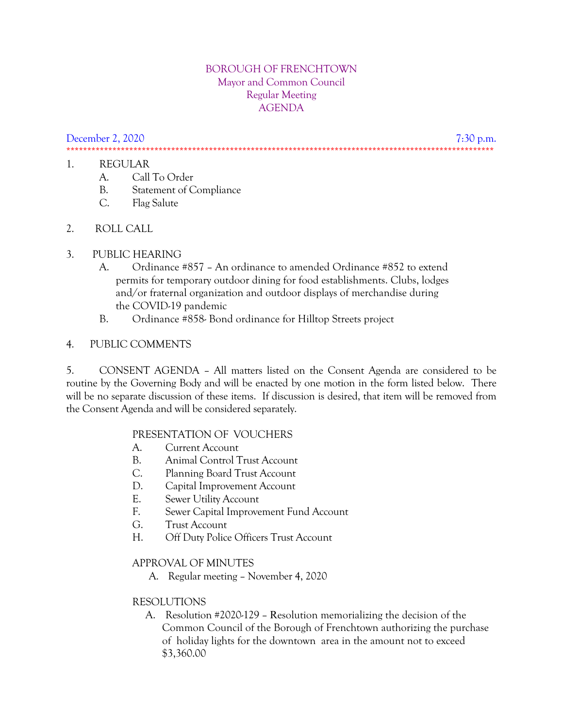# BOROUGH OF FRENCHTOWN
## Mayor and Common Council
## Regular Meeting
## AGENDA

December 2, 2020 7:30 p.m.

*******************************************************************************************************

1. REGULAR
   - A. Call To Order
   - B. Statement of Compliance
   - C. Flag Salute

2. ROLL CALL

3. PUBLIC HEARING
   - A. Ordinance #857 – An ordinance to amended Ordinance #852 to extend permits for temporary outdoor dining for food establishments. Clubs, lodges and/or fraternal organization and outdoor displays of merchandise during the COVID-19 pandemic
   - B. Ordinance #858- Bond ordinance for Hilltop Streets project

4. PUBLIC COMMENTS

5. CONSENT AGENDA – All matters listed on the Consent Agenda are considered to be routine by the Governing Body and will be enacted by one motion in the form listed below. There will be no separate discussion of these items. If discussion is desired, that item will be removed from the Consent Agenda and will be considered separately.

   PRESENTATION OF VOUCHERS
   - A. Current Account
   - B. Animal Control Trust Account
   - C. Planning Board Trust Account
   - D. Capital Improvement Account
   - E. Sewer Utility Account
   - F. Sewer Capital Improvement Fund Account
   - G. Trust Account
   - H. Off Duty Police Officers Trust Account

   APPROVAL OF MINUTES
   - A. Regular meeting – November 4, 2020

   RESOLUTIONS
   - A. Resolution #2020-129 – Resolution memorializing the decision of the Common Council of the Borough of Frenchtown authorizing the purchase of holiday lights for the downtown area in the amount not to exceed $3,360.00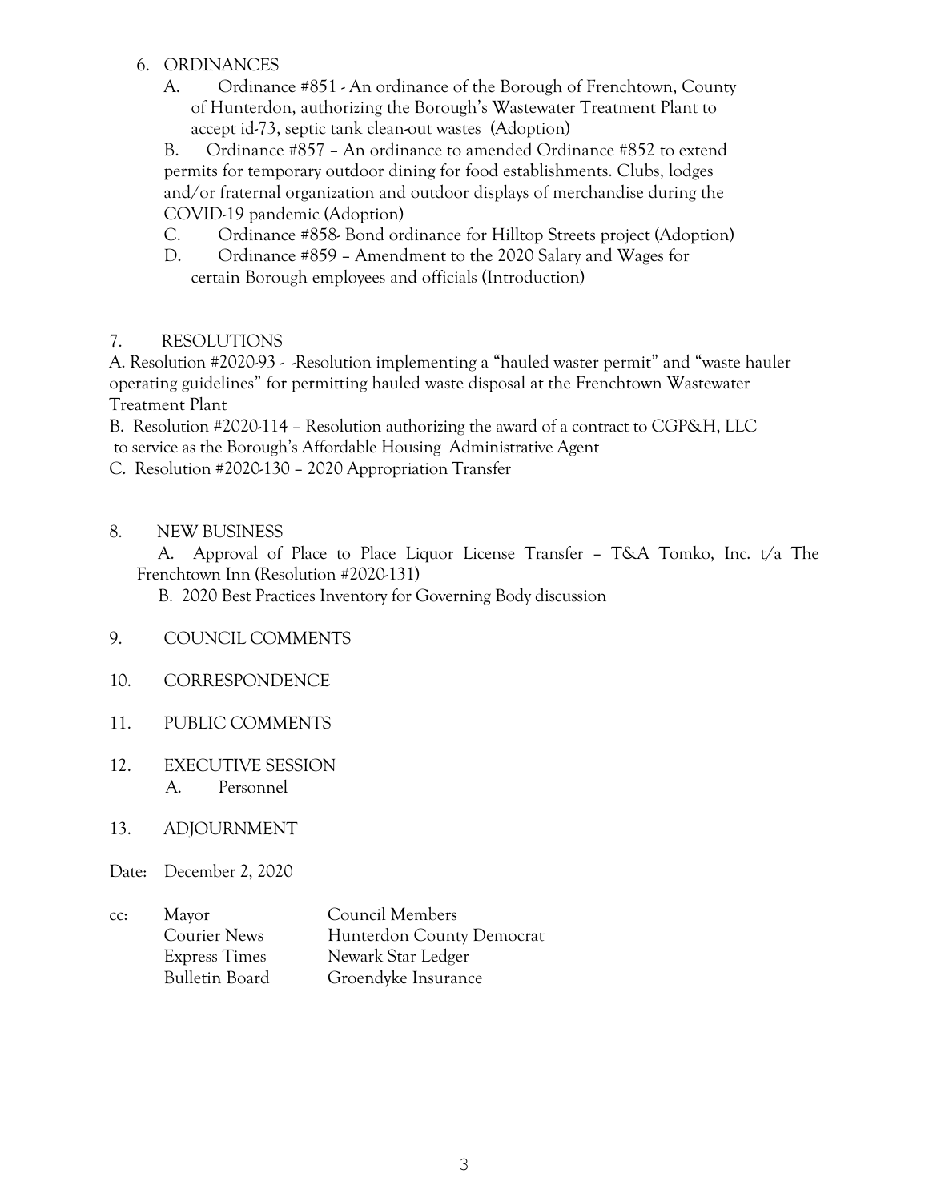6. ORDINANCES
   A. Ordinance #851 - An ordinance of the Borough of Frenchtown, County of Hunterdon, authorizing the Borough's Wastewater Treatment Plant to accept id-73, septic tank clean-out wastes (Adoption)
   B. Ordinance #857 – An ordinance to amended Ordinance #852 to extend permits for temporary outdoor dining for food establishments. Clubs, lodges and/or fraternal organization and outdoor displays of merchandise during the COVID-19 pandemic (Adoption)
   C. Ordinance #858- Bond ordinance for Hilltop Streets project (Adoption)
   D. Ordinance #859 – Amendment to the 2020 Salary and Wages for certain Borough employees and officials (Introduction)

7. RESOLUTIONS

A. Resolution #2020-93 - -Resolution implementing a "hauled waster permit" and "waste hauler operating guidelines" for permitting hauled waste disposal at the Frenchtown Wastewater Treatment Plant

B. Resolution #2020-114 – Resolution authorizing the award of a contract to CGP&H, LLC to service as the Borough's Affordable Housing Administrative Agent

C. Resolution #2020-130 – 2020 Appropriation Transfer

8. NEW BUSINESS
   A. Approval of Place to Place Liquor License Transfer – T&A Tomko, Inc. t/a The Frenchtown Inn (Resolution #2020-131)
   B. 2020 Best Practices Inventory for Governing Body discussion

9. COUNCIL COMMENTS

10. CORRESPONDENCE

11. PUBLIC COMMENTS

12. EXECUTIVE SESSION
    A. Personnel

13. ADJOURNMENT

Date: December 2, 2020

| cc: | Mayor | Council Members |
|---|---|---|
| | Courier News | Hunterdon County Democrat |
| | Express Times | Newark Star Ledger |
| | Bulletin Board | Groendyke Insurance |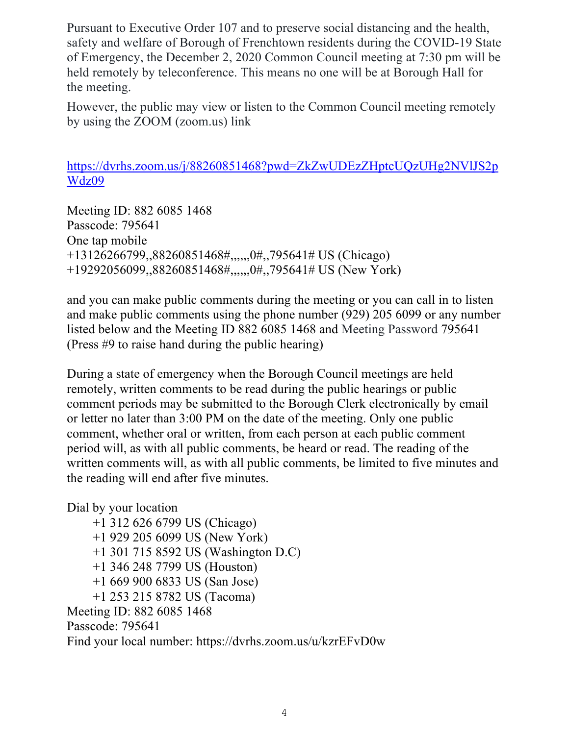Pursuant to Executive Order 107 and to preserve social distancing and the health, safety and welfare of Borough of Frenchtown residents during the COVID-19 State of Emergency, the December 2, 2020 Common Council meeting at 7:30 pm will be held remotely by teleconference. This means no one will be at Borough Hall for the meeting.

However, the public may view or listen to the Common Council meeting remotely by using the ZOOM (zoom.us) link

https://dvrhs.zoom.us/j/88260851468?pwd=ZkZwUDEzZHptcUQzUHg2NVlJS2pWdz09

Meeting ID: 882 6085 1468  
Passcode: 795641  
One tap mobile  
+13126266799,,88260851468#,,,,,,0#,,795641# US (Chicago)  
+19292056099,,88260851468#,,,,,,0#,,795641# US (New York)

and you can make public comments during the meeting or you can call in to listen and make public comments using the phone number (929) 205 6099 or any number listed below and the Meeting ID 882 6085 1468 and Meeting Password 795641 (Press #9 to raise hand during the public hearing)

During a state of emergency when the Borough Council meetings are held remotely, written comments to be read during the public hearings or public comment periods may be submitted to the Borough Clerk electronically by email or letter no later than 3:00 PM on the date of the meeting. Only one public comment, whether oral or written, from each person at each public comment period will, as with all public comments, be heard or read. The reading of the written comments will, as with all public comments, be limited to five minutes and the reading will end after five minutes.

Dial by your location  
+1 312 626 6799 US (Chicago)  
+1 929 205 6099 US (New York)  
+1 301 715 8592 US (Washington D.C)  
+1 346 248 7799 US (Houston)  
+1 669 900 6833 US (San Jose)  
+1 253 215 8782 US (Tacoma)  
Meeting ID: 882 6085 1468  
Passcode: 795641  
Find your local number: https://dvrhs.zoom.us/u/kzrEFvD0w